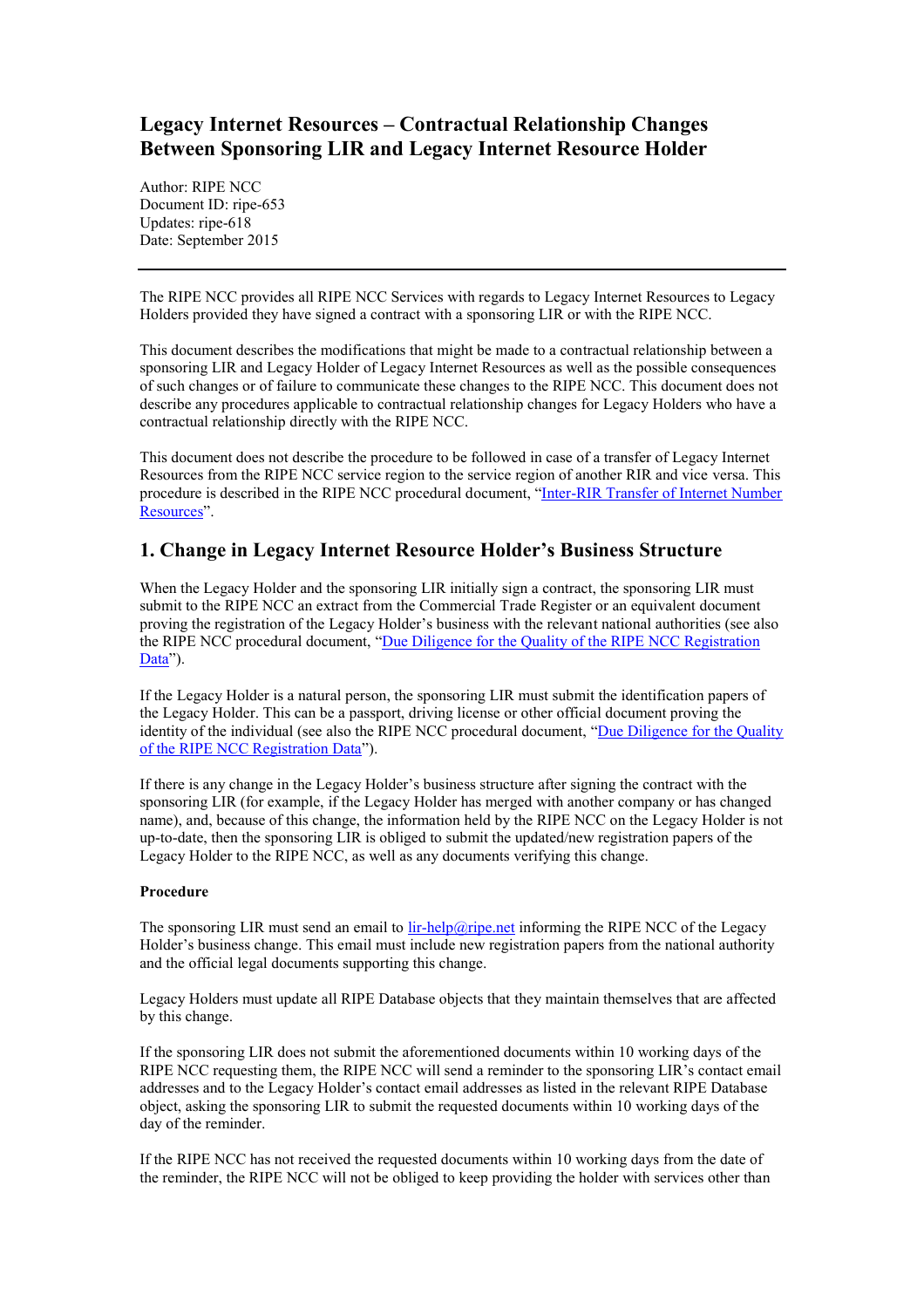# Legacy Internet Resources – Contractual Relationship Changes Between Sponsoring LIR and Legacy Internet Resource Holder

Author: RIPE NCC
Document ID: ripe-653
Updates: ripe-618
Date: September 2015

---

The RIPE NCC provides all RIPE NCC Services with regards to Legacy Internet Resources to Legacy Holders provided they have signed a contract with a sponsoring LIR or with the RIPE NCC.

This document describes the modifications that might be made to a contractual relationship between a sponsoring LIR and Legacy Holder of Legacy Internet Resources as well as the possible consequences of such changes or of failure to communicate these changes to the RIPE NCC. This document does not describe any procedures applicable to contractual relationship changes for Legacy Holders who have a contractual relationship directly with the RIPE NCC.

This document does not describe the procedure to be followed in case of a transfer of Legacy Internet Resources from the RIPE NCC service region to the service region of another RIR and vice versa. This procedure is described in the RIPE NCC procedural document, "Inter-RIR Transfer of Internet Number Resources".

## 1. Change in Legacy Internet Resource Holder's Business Structure

When the Legacy Holder and the sponsoring LIR initially sign a contract, the sponsoring LIR must submit to the RIPE NCC an extract from the Commercial Trade Register or an equivalent document proving the registration of the Legacy Holder's business with the relevant national authorities (see also the RIPE NCC procedural document, "Due Diligence for the Quality of the RIPE NCC Registration Data").

If the Legacy Holder is a natural person, the sponsoring LIR must submit the identification papers of the Legacy Holder. This can be a passport, driving license or other official document proving the identity of the individual (see also the RIPE NCC procedural document, "Due Diligence for the Quality of the RIPE NCC Registration Data").

If there is any change in the Legacy Holder's business structure after signing the contract with the sponsoring LIR (for example, if the Legacy Holder has merged with another company or has changed name), and, because of this change, the information held by the RIPE NCC on the Legacy Holder is not up-to-date, then the sponsoring LIR is obliged to submit the updated/new registration papers of the Legacy Holder to the RIPE NCC, as well as any documents verifying this change.

**Procedure**

The sponsoring LIR must send an email to lir-help@ripe.net informing the RIPE NCC of the Legacy Holder's business change. This email must include new registration papers from the national authority and the official legal documents supporting this change.

Legacy Holders must update all RIPE Database objects that they maintain themselves that are affected by this change.

If the sponsoring LIR does not submit the aforementioned documents within 10 working days of the RIPE NCC requesting them, the RIPE NCC will send a reminder to the sponsoring LIR's contact email addresses and to the Legacy Holder's contact email addresses as listed in the relevant RIPE Database object, asking the sponsoring LIR to submit the requested documents within 10 working days of the day of the reminder.

If the RIPE NCC has not received the requested documents within 10 working days from the date of the reminder, the RIPE NCC will not be obliged to keep providing the holder with services other than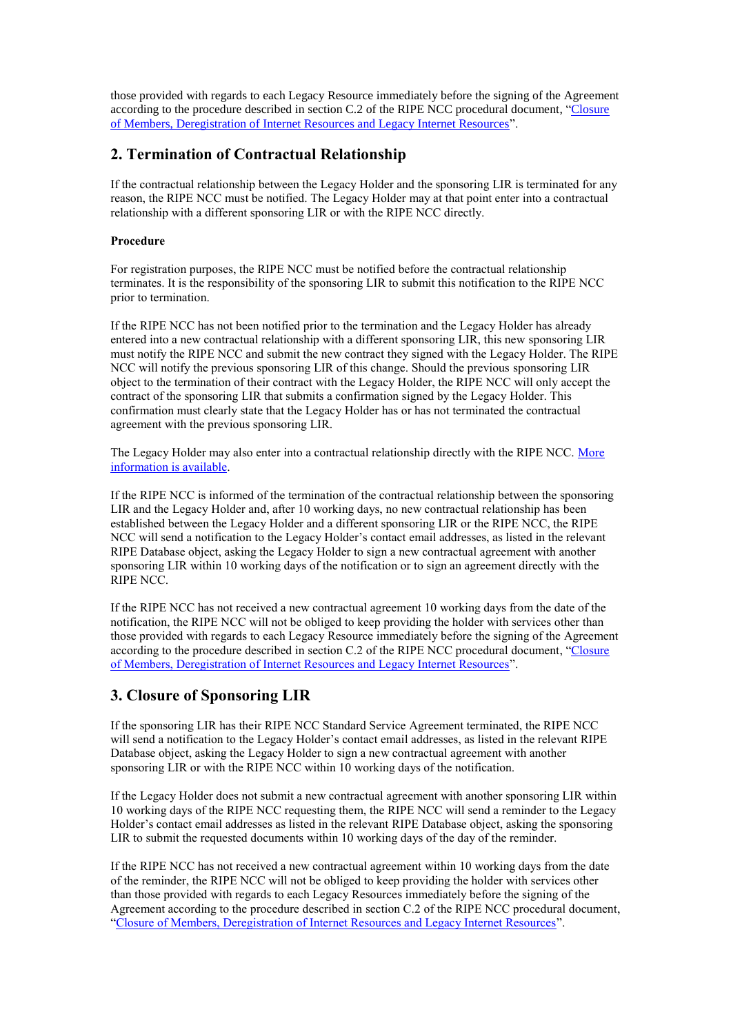those provided with regards to each Legacy Resource immediately before the signing of the Agreement according to the procedure described in section C.2 of the RIPE NCC procedural document, "Closure of Members, Deregistration of Internet Resources and Legacy Internet Resources".

## 2. Termination of Contractual Relationship

If the contractual relationship between the Legacy Holder and the sponsoring LIR is terminated for any reason, the RIPE NCC must be notified. The Legacy Holder may at that point enter into a contractual relationship with a different sponsoring LIR or with the RIPE NCC directly.

**Procedure**

For registration purposes, the RIPE NCC must be notified before the contractual relationship terminates. It is the responsibility of the sponsoring LIR to submit this notification to the RIPE NCC prior to termination.

If the RIPE NCC has not been notified prior to the termination and the Legacy Holder has already entered into a new contractual relationship with a different sponsoring LIR, this new sponsoring LIR must notify the RIPE NCC and submit the new contract they signed with the Legacy Holder. The RIPE NCC will notify the previous sponsoring LIR of this change. Should the previous sponsoring LIR object to the termination of their contract with the Legacy Holder, the RIPE NCC will only accept the contract of the sponsoring LIR that submits a confirmation signed by the Legacy Holder. This confirmation must clearly state that the Legacy Holder has or has not terminated the contractual agreement with the previous sponsoring LIR.

The Legacy Holder may also enter into a contractual relationship directly with the RIPE NCC. More information is available.

If the RIPE NCC is informed of the termination of the contractual relationship between the sponsoring LIR and the Legacy Holder and, after 10 working days, no new contractual relationship has been established between the Legacy Holder and a different sponsoring LIR or the RIPE NCC, the RIPE NCC will send a notification to the Legacy Holder's contact email addresses, as listed in the relevant RIPE Database object, asking the Legacy Holder to sign a new contractual agreement with another sponsoring LIR within 10 working days of the notification or to sign an agreement directly with the RIPE NCC.

If the RIPE NCC has not received a new contractual agreement 10 working days from the date of the notification, the RIPE NCC will not be obliged to keep providing the holder with services other than those provided with regards to each Legacy Resource immediately before the signing of the Agreement according to the procedure described in section C.2 of the RIPE NCC procedural document, "Closure of Members, Deregistration of Internet Resources and Legacy Internet Resources".

## 3. Closure of Sponsoring LIR

If the sponsoring LIR has their RIPE NCC Standard Service Agreement terminated, the RIPE NCC will send a notification to the Legacy Holder's contact email addresses, as listed in the relevant RIPE Database object, asking the Legacy Holder to sign a new contractual agreement with another sponsoring LIR or with the RIPE NCC within 10 working days of the notification.

If the Legacy Holder does not submit a new contractual agreement with another sponsoring LIR within 10 working days of the RIPE NCC requesting them, the RIPE NCC will send a reminder to the Legacy Holder's contact email addresses as listed in the relevant RIPE Database object, asking the sponsoring LIR to submit the requested documents within 10 working days of the day of the reminder.

If the RIPE NCC has not received a new contractual agreement within 10 working days from the date of the reminder, the RIPE NCC will not be obliged to keep providing the holder with services other than those provided with regards to each Legacy Resources immediately before the signing of the Agreement according to the procedure described in section C.2 of the RIPE NCC procedural document, "Closure of Members, Deregistration of Internet Resources and Legacy Internet Resources".